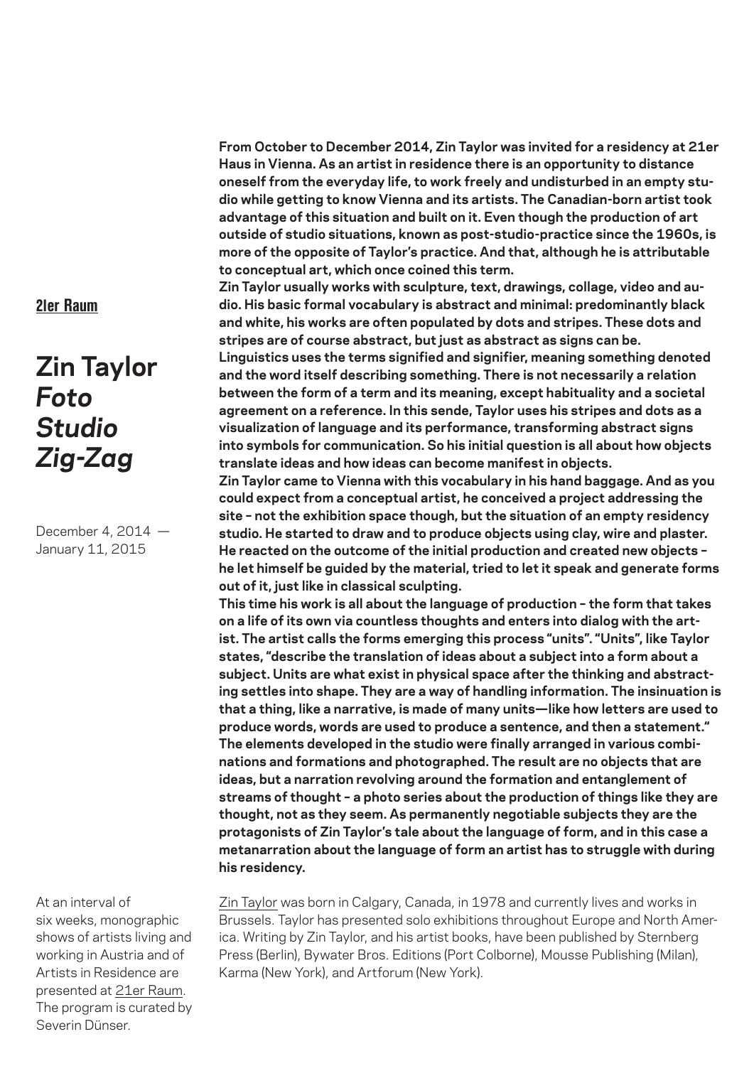**21er Raum**

# Zin Taylor *Foto Studio Zig-Zag*

December 4, 2014 — January 11, 2015

**From October to December 2014, Zin Taylor was invited for a residency at 21er Haus in Vienna. As an artist in residence there is an opportunity to distance oneself from the everyday life, to work freely and undisturbed in an empty studio while getting to know Vienna and its artists. The Canadian-born artist took advantage of this situation and built on it. Even though the production of art outside of studio situations, known as post-studio-practice since the 1960s, is more of the opposite of Taylor's practice. And that, although he is attributable to conceptual art, which once coined this term.**

**Zin Taylor usually works with sculpture, text, drawings, collage, video and audio. His basic formal vocabulary is abstract and minimal: predominantly black and white, his works are often populated by dots and stripes. These dots and stripes are of course abstract, but just as abstract as signs can be.**

**Linguistics uses the terms signified and signifier, meaning something denoted and the word itself describing something. There is not necessarily a relation between the form of a term and its meaning, except habituality and a societal agreement on a reference. In this sende, Taylor uses his stripes and dots as a visualization of language and its performance, transforming abstract signs into symbols for communication. So his initial question is all about how objects translate ideas and how ideas can become manifest in objects.**

**Zin Taylor came to Vienna with this vocabulary in his hand baggage. And as you could expect from a conceptual artist, he conceived a project addressing the site – not the exhibition space though, but the situation of an empty residency studio. He started to draw and to produce objects using clay, wire and plaster. He reacted on the outcome of the initial production and created new objects – he let himself be guided by the material, tried to let it speak and generate forms out of it, just like in classical sculpting.**

**This time his work is all about the language of production – the form that takes on a life of its own via countless thoughts and enters into dialog with the artist. The artist calls the forms emerging this process "units". "Units", like Taylor states, "describe the translation of ideas about a subject into a form about a subject. Units are what exist in physical space after the thinking and abstracting settles into shape. They are a way of handling information. The insinuation is that a thing, like a narrative, is made of many units—like how letters are used to produce words, words are used to produce a sentence, and then a statement." The elements developed in the studio were finally arranged in various combinations and formations and photographed. The result are no objects that are ideas, but a narration revolving around the formation and entanglement of streams of thought – a photo series about the production of things like they are thought, not as they seem. As permanently negotiable subjects they are the protagonists of Zin Taylor's tale about the language of form, and in this case a metanarration about the language of form an artist has to struggle with during his residency.**

Zin Taylor was born in Calgary, Canada, in 1978 and currently lives and works in Brussels. Taylor has presented solo exhibitions throughout Europe and North America. Writing by Zin Taylor, and his artist books, have been published by Sternberg Press (Berlin), Bywater Bros. Editions (Port Colborne), Mousse Publishing (Milan), Karma (New York), and Artforum (New York).

At an interval of six weeks, monographic shows of artists living and working in Austria and of Artists in Residence are presented at 21er Raum. The program is curated by Severin Dünser.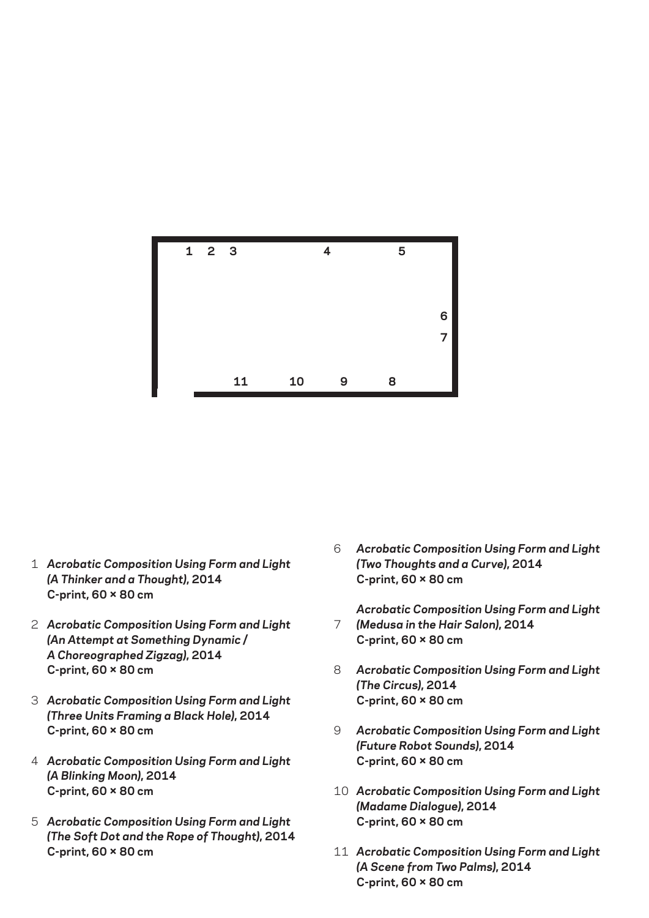1 2 3 4 5

6

7

11 10 9 8

1 ***Acrobatic Composition Using Form and Light (A Thinker and a Thought)*, 2014**
**C-print, 60 × 80 cm**

2 ***Acrobatic Composition Using Form and Light (An Attempt at Something Dynamic / A Choreographed Zigzag)*, 2014**
**C-print, 60 × 80 cm**

3 ***Acrobatic Composition Using Form and Light (Three Units Framing a Black Hole)*, 2014**
**C-print, 60 × 80 cm**

4 ***Acrobatic Composition Using Form and Light (A Blinking Moon)*, 2014**
**C-print, 60 × 80 cm**

5 ***Acrobatic Composition Using Form and Light (The Soft Dot and the Rope of Thought)*, 2014**
**C-print, 60 × 80 cm**

6 ***Acrobatic Composition Using Form and Light (Two Thoughts and a Curve)*, 2014**
**C-print, 60 × 80 cm**

7 ***Acrobatic Composition Using Form and Light (Medusa in the Hair Salon)*, 2014**
**C-print, 60 × 80 cm**

8 ***Acrobatic Composition Using Form and Light (The Circus)*, 2014**
**C-print, 60 × 80 cm**

9 ***Acrobatic Composition Using Form and Light (Future Robot Sounds)*, 2014**
**C-print, 60 × 80 cm**

10 ***Acrobatic Composition Using Form and Light (Madame Dialogue)*, 2014**
**C-print, 60 × 80 cm**

11 ***Acrobatic Composition Using Form and Light (A Scene from Two Palms)*, 2014**
**C-print, 60 × 80 cm**